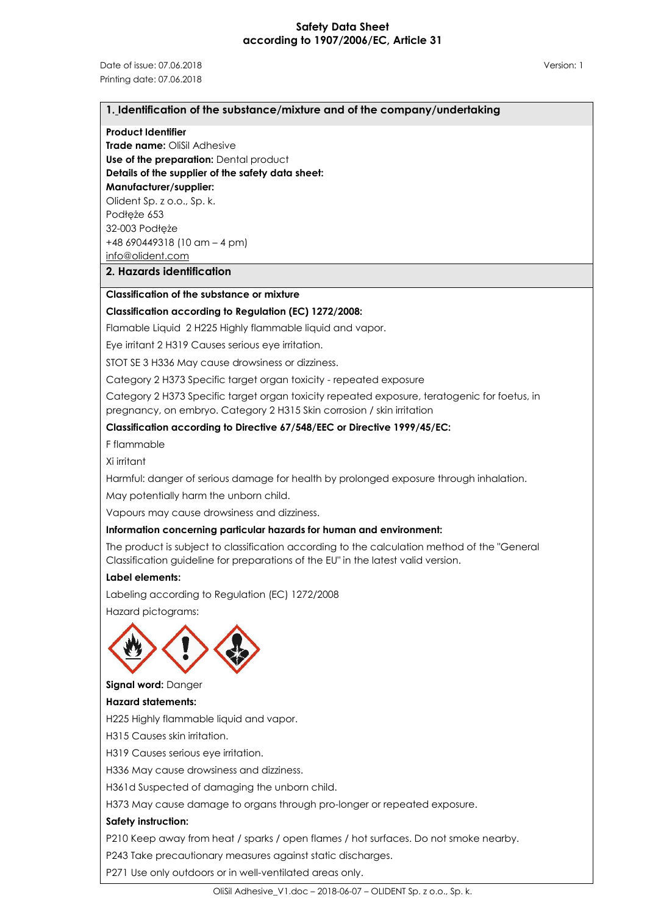# Safety Data Sheet
## according to 1907/2006/EC, Article 31

Date of issue: 07.06.2018 Version: 1
Printing date: 07.06.2018

## 1. Identification of the substance/mixture and of the company/undertaking

**Product Identifier**
**Trade name:** OliSil Adhesive
**Use of the preparation:** Dental product
**Details of the supplier of the safety data sheet:**
**Manufacturer/supplier:**
Olident Sp. z o.o., Sp. k.
Podłęże 653
32-003 Podłęże
+48 690449318 (10 am – 4 pm)
info@olident.com

## 2. Hazards identification

**Classification of the substance or mixture**

**Classification according to Regulation (EC) 1272/2008:**

Flamable Liquid 2 H225 Highly flammable liquid and vapor.

Eye irritant 2 H319 Causes serious eye irritation.

STOT SE 3 H336 May cause drowsiness or dizziness.

Category 2 H373 Specific target organ toxicity - repeated exposure

Category 2 H373 Specific target organ toxicity repeated exposure, teratogenic for foetus, in pregnancy, on embryo. Category 2 H315 Skin corrosion / skin irritation

**Classification according to Directive 67/548/EEC or Directive 1999/45/EC:**

F flammable

Xi irritant

Harmful: danger of serious damage for health by prolonged exposure through inhalation.

May potentially harm the unborn child.

Vapours may cause drowsiness and dizziness.

**Information concerning particular hazards for human and environment:**

The product is subject to classification according to the calculation method of the "General Classification guideline for preparations of the EU" in the latest valid version.

**Label elements:**

Labeling according to Regulation (EC) 1272/2008

Hazard pictograms:

**Signal word:** Danger

**Hazard statements:**

H225 Highly flammable liquid and vapor.

H315 Causes skin irritation.

H319 Causes serious eye irritation.

H336 May cause drowsiness and dizziness.

H361d Suspected of damaging the unborn child.

H373 May cause damage to organs through pro-longer or repeated exposure.

**Safety instruction:**

P210 Keep away from heat / sparks / open flames / hot surfaces. Do not smoke nearby.

P243 Take precautionary measures against static discharges.

P271 Use only outdoors or in well-ventilated areas only.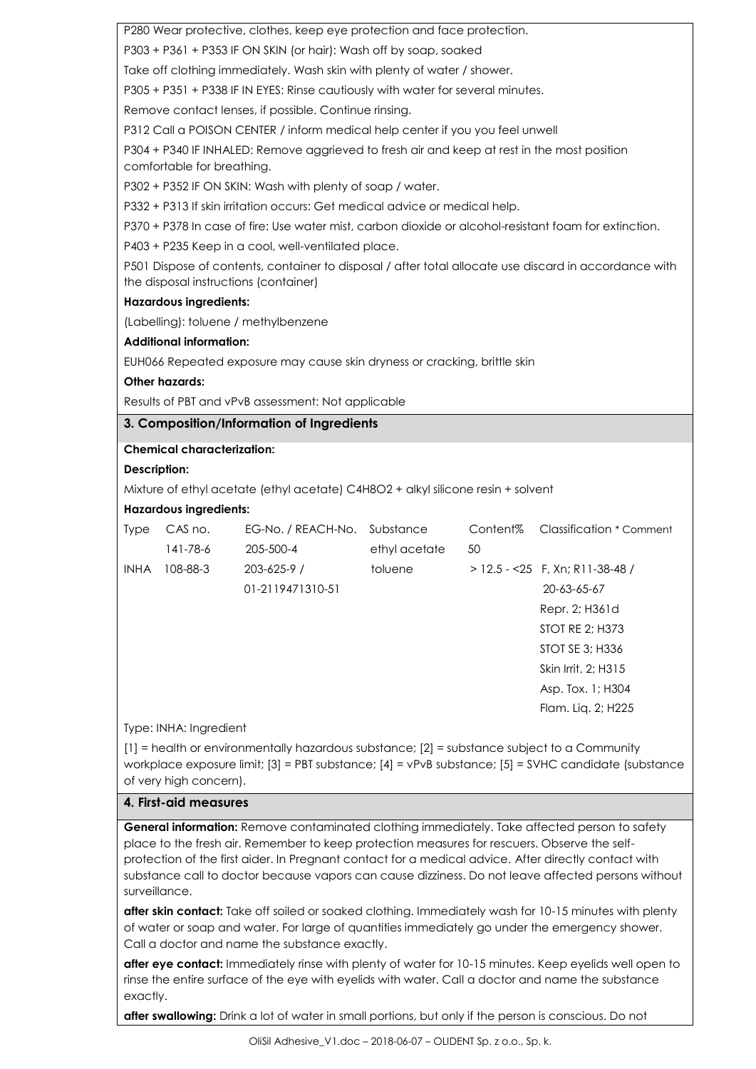P280 Wear protective, clothes, keep eye protection and face protection.

P303 + P361 + P353 IF ON SKIN (or hair): Wash off by soap, soaked

Take off clothing immediately. Wash skin with plenty of water / shower.

P305 + P351 + P338 IF IN EYES: Rinse cautiously with water for several minutes.

Remove contact lenses, if possible. Continue rinsing.

P312 Call a POISON CENTER / inform medical help center if you you feel unwell

P304 + P340 IF INHALED: Remove aggrieved to fresh air and keep at rest in the most position comfortable for breathing.

P302 + P352 IF ON SKIN: Wash with plenty of soap / water.

P332 + P313 If skin irritation occurs: Get medical advice or medical help.

P370 + P378 In case of fire: Use water mist, carbon dioxide or alcohol-resistant foam for extinction.

P403 + P235 Keep in a cool, well-ventilated place.

P501 Dispose of contents, container to disposal / after total allocate use discard in accordance with the disposal instructions (container)

**Hazardous ingredients:**

(Labelling): toluene / methylbenzene

**Additional information:**

EUH066 Repeated exposure may cause skin dryness or cracking, brittle skin

**Other hazards:**

Results of PBT and vPvB assessment: Not applicable

## 3. Composition/Information of Ingredients

**Chemical characterization:**

**Description:**

Mixture of ethyl acetate (ethyl acetate) C4H8O2 + alkyl silicone resin + solvent

**Hazardous ingredients:**

| Type | CAS no. | EG-No. / REACH-No. | Substance | Content% | Classification * Comment |
|---|---|---|---|---|---|
| | 141-78-6 | 205-500-4 | ethyl acetate | 50 | |
| INHA | 108-88-3 | 203-625-9 / 01-2119471310-51 | toluene | > 12.5 - <25 | F, Xn; R11-38-48 / 20-63-65-67<br>Repr. 2; H361d<br>STOT RE 2; H373<br>STOT SE 3; H336<br>Skin Irrit. 2; H315<br>Asp. Tox. 1; H304<br>Flam. Liq. 2; H225 |

Type: INHA: Ingredient

[1] = health or environmentally hazardous substance; [2] = substance subject to a Community workplace exposure limit; [3] = PBT substance; [4] = vPvB substance; [5] = SVHC candidate (substance of very high concern).

## 4. First-aid measures

**General information:** Remove contaminated clothing immediately. Take affected person to safety place to the fresh air. Remember to keep protection measures for rescuers. Observe the self-protection of the first aider. In Pregnant contact for a medical advice. After directly contact with substance call to doctor because vapors can cause dizziness. Do not leave affected persons without surveillance.

**after skin contact:** Take off soiled or soaked clothing. Immediately wash for 10-15 minutes with plenty of water or soap and water. For large of quantities immediately go under the emergency shower. Call a doctor and name the substance exactly.

**after eye contact:** Immediately rinse with plenty of water for 10-15 minutes. Keep eyelids well open to rinse the entire surface of the eye with eyelids with water. Call a doctor and name the substance exactly.

**after swallowing:** Drink a lot of water in small portions, but only if the person is conscious. Do not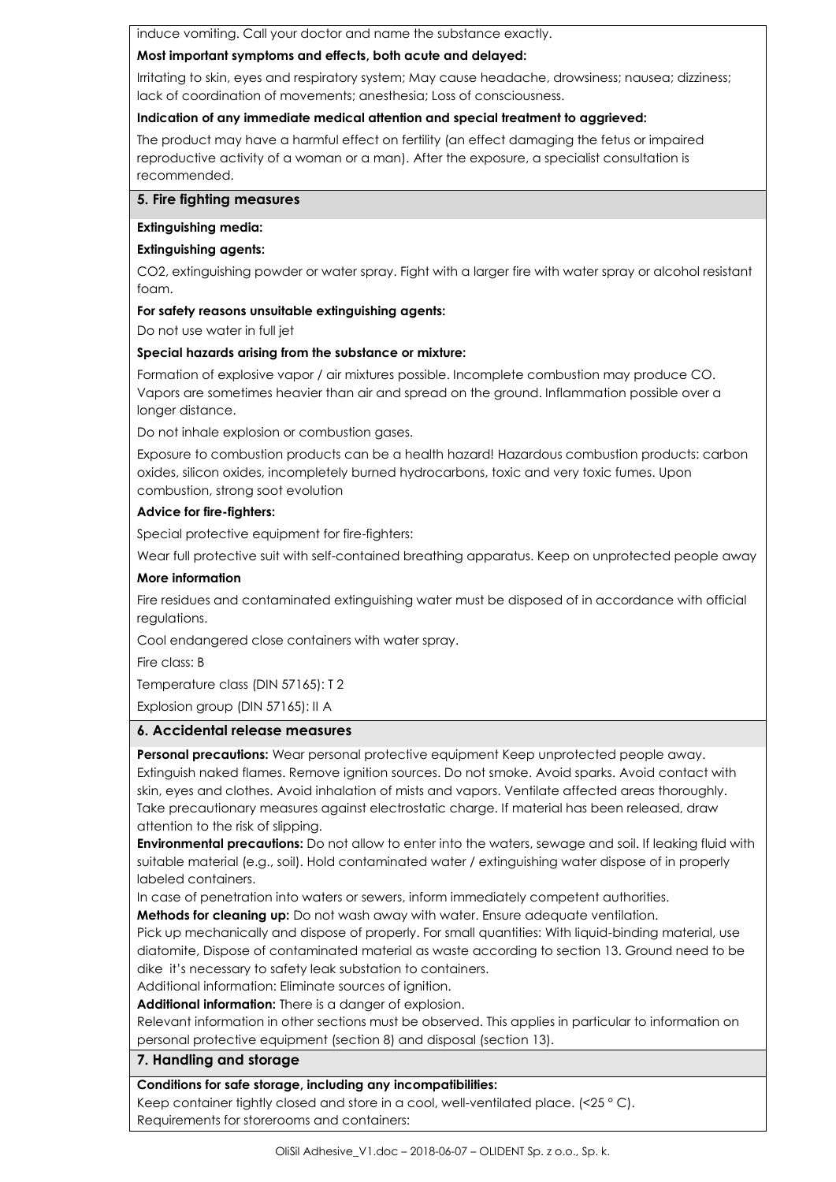induce vomiting. Call your doctor and name the substance exactly.

**Most important symptoms and effects, both acute and delayed:**

Irritating to skin, eyes and respiratory system; May cause headache, drowsiness; nausea; dizziness; lack of coordination of movements; anesthesia; Loss of consciousness.

**Indication of any immediate medical attention and special treatment to aggrieved:**

The product may have a harmful effect on fertility (an effect damaging the fetus or impaired reproductive activity of a woman or a man). After the exposure, a specialist consultation is recommended.

## 5. Fire fighting measures

**Extinguishing media:**

**Extinguishing agents:**

$CO_2$, extinguishing powder or water spray. Fight with a larger fire with water spray or alcohol resistant foam.

**For safety reasons unsuitable extinguishing agents:**

Do not use water in full jet

**Special hazards arising from the substance or mixture:**

Formation of explosive vapor / air mixtures possible. Incomplete combustion may produce CO. Vapors are sometimes heavier than air and spread on the ground. Inflammation possible over a longer distance.

Do not inhale explosion or combustion gases.

Exposure to combustion products can be a health hazard! Hazardous combustion products: carbon oxides, silicon oxides, incompletely burned hydrocarbons, toxic and very toxic fumes. Upon combustion, strong soot evolution

**Advice for fire-fighters:**

Special protective equipment for fire-fighters:

Wear full protective suit with self-contained breathing apparatus. Keep on unprotected people away

**More information**

Fire residues and contaminated extinguishing water must be disposed of in accordance with official regulations.

Cool endangered close containers with water spray.

Fire class: B

Temperature class (DIN 57165): T 2

Explosion group (DIN 57165): II A

## 6. Accidental release measures

**Personal precautions:** Wear personal protective equipment Keep unprotected people away. Extinguish naked flames. Remove ignition sources. Do not smoke. Avoid sparks. Avoid contact with skin, eyes and clothes. Avoid inhalation of mists and vapors. Ventilate affected areas thoroughly. Take precautionary measures against electrostatic charge. If material has been released, draw attention to the risk of slipping.

**Environmental precautions:** Do not allow to enter into the waters, sewage and soil. If leaking fluid with suitable material (e.g., soil). Hold contaminated water / extinguishing water dispose of in properly labeled containers.

In case of penetration into waters or sewers, inform immediately competent authorities.

**Methods for cleaning up:** Do not wash away with water. Ensure adequate ventilation.

Pick up mechanically and dispose of properly. For small quantities: With liquid-binding material, use diatomite, Dispose of contaminated material as waste according to section 13. Ground need to be dike it's necessary to safety leak substation to containers.

Additional information: Eliminate sources of ignition.

**Additional information:** There is a danger of explosion.

Relevant information in other sections must be observed. This applies in particular to information on personal protective equipment (section 8) and disposal (section 13).

## 7. Handling and storage

**Conditions for safe storage, including any incompatibilities:**

Keep container tightly closed and store in a cool, well-ventilated place. (<25 ° C).

Requirements for storerooms and containers: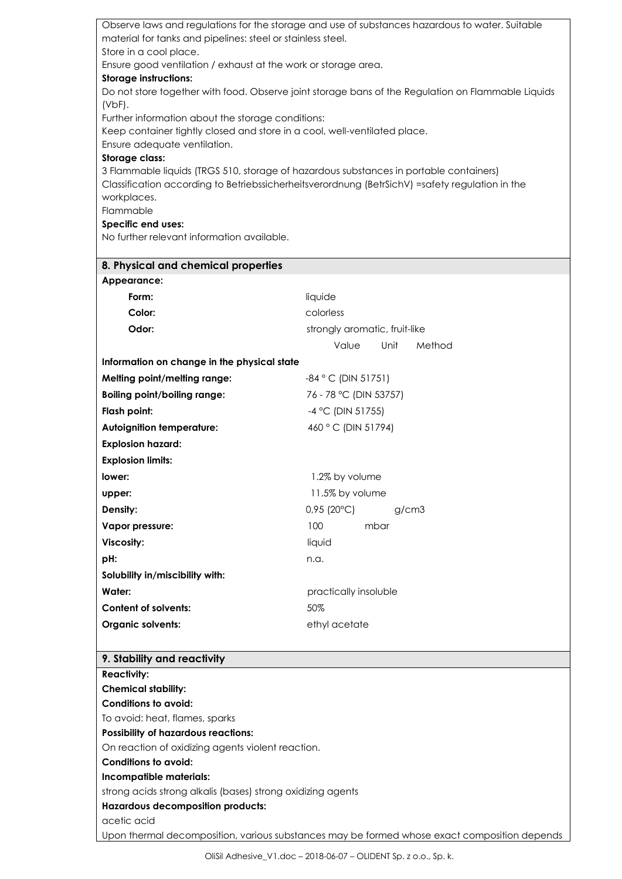Observe laws and regulations for the storage and use of substances hazardous to water. Suitable material for tanks and pipelines: steel or stainless steel.
Store in a cool place.
Ensure good ventilation / exhaust at the work or storage area.

**Storage instructions:**

Do not store together with food. Observe joint storage bans of the Regulation on Flammable Liquids (VbF).
Further information about the storage conditions:
Keep container tightly closed and store in a cool, well-ventilated place.
Ensure adequate ventilation.

**Storage class:**

3 Flammable liquids (TRGS 510, storage of hazardous substances in portable containers)
Classification according to Betriebssicherheitsverordnung (BetrSichV) =safety regulation in the workplaces.
Flammable

**Specific end uses:**

No further relevant information available.

## 8. Physical and chemical properties

**Appearance:**

| | |
|---|---|
| **Form:** | liquide |
| **Color:** | colorless |
| **Odor:** | strongly aromatic, fruit-like |
| | Value Unit Method |
| **Information on change in the physical state** | |
| **Melting point/melting range:** | -84 ° C (DIN 51751) |
| **Boiling point/boiling range:** | 76 - 78 °C (DIN 53757) |
| **Flash point:** | -4 °C (DIN 51755) |
| **Autoignition temperature:** | 460 ° C (DIN 51794) |
| **Explosion hazard:** | |
| **Explosion limits:** | |
| **lower:** | 1.2% by volume |
| **upper:** | 11.5% by volume |
| **Density:** | 0,95 (20°C) g/cm3 |
| **Vapor pressure:** | 100 mbar |
| **Viscosity:** | liquid |
| **pH:** | n.a. |
| **Solubility in/miscibility with:** | |
| **Water:** | practically insoluble |
| **Content of solvents:** | 50% |
| **Organic solvents:** | ethyl acetate |

## 9. Stability and reactivity

**Reactivity:**

**Chemical stability:**

**Conditions to avoid:**

To avoid: heat, flames, sparks

**Possibility of hazardous reactions:**

On reaction of oxidizing agents violent reaction.

**Conditions to avoid:**

**Incompatible materials:**

strong acids strong alkalis (bases) strong oxidizing agents

**Hazardous decomposition products:**

acetic acid

Upon thermal decomposition, various substances may be formed whose exact composition depends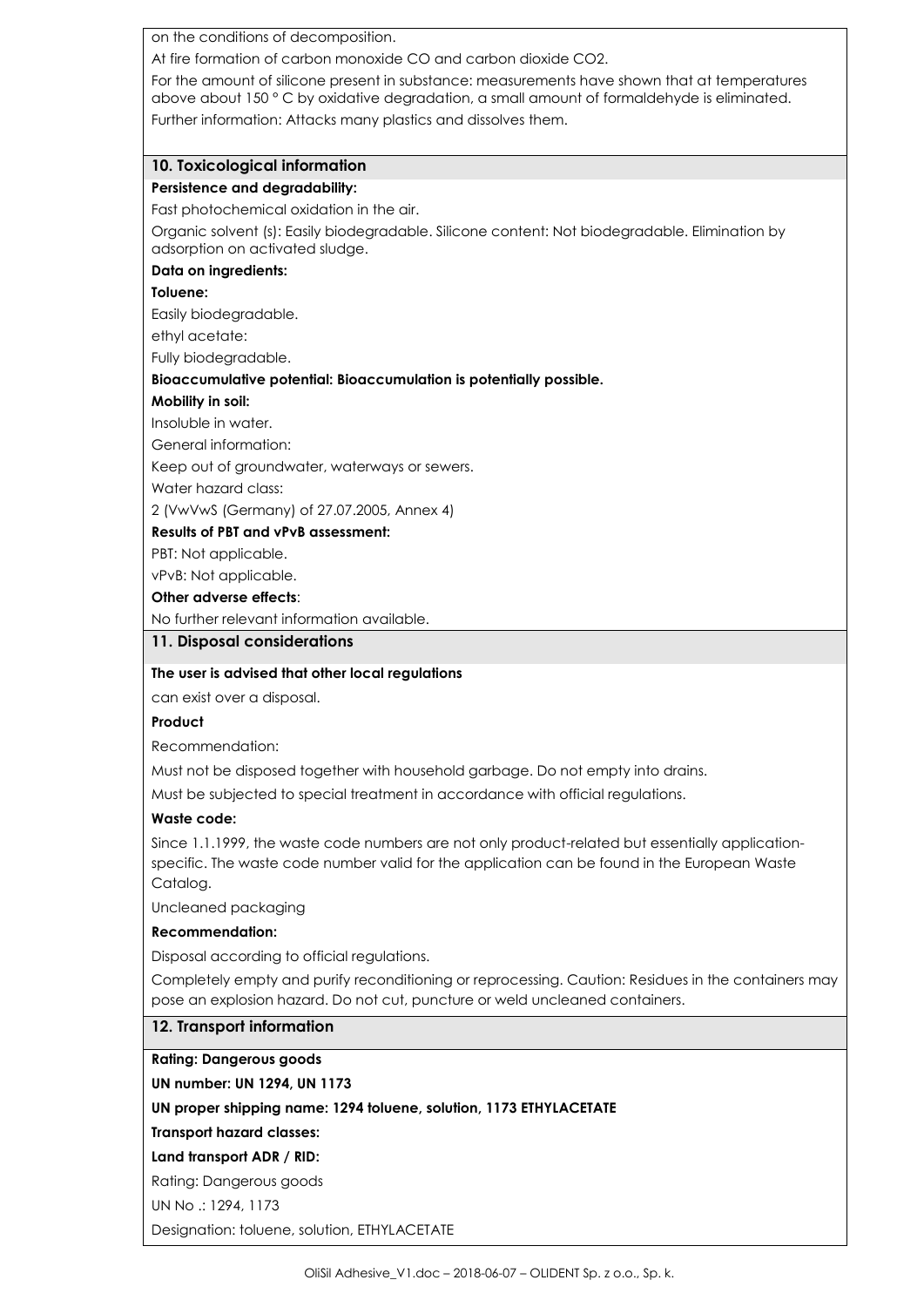on the conditions of decomposition.

At fire formation of carbon monoxide CO and carbon dioxide CO2.

For the amount of silicone present in substance: measurements have shown that at temperatures above about 150 ° C by oxidative degradation, a small amount of formaldehyde is eliminated.

Further information: Attacks many plastics and dissolves them.

## 10. Toxicological information

**Persistence and degradability:**

Fast photochemical oxidation in the air.

Organic solvent (s): Easily biodegradable. Silicone content: Not biodegradable. Elimination by adsorption on activated sludge.

**Data on ingredients:**

**Toluene:**

Easily biodegradable.

ethyl acetate:

Fully biodegradable.

**Bioaccumulative potential: Bioaccumulation is potentially possible.**

**Mobility in soil:**

Insoluble in water.

General information:

Keep out of groundwater, waterways or sewers.

Water hazard class:

2 (VwVwS (Germany) of 27.07.2005, Annex 4)

**Results of PBT and vPvB assessment:**

PBT: Not applicable.

vPvB: Not applicable.

**Other adverse effects**:

No further relevant information available.

## 11. Disposal considerations

**The user is advised that other local regulations**

can exist over a disposal.

**Product**

Recommendation:

Must not be disposed together with household garbage. Do not empty into drains.

Must be subjected to special treatment in accordance with official regulations.

**Waste code:**

Since 1.1.1999, the waste code numbers are not only product-related but essentially application-specific. The waste code number valid for the application can be found in the European Waste Catalog.

Uncleaned packaging

**Recommendation:**

Disposal according to official regulations.

Completely empty and purify reconditioning or reprocessing. Caution: Residues in the containers may pose an explosion hazard. Do not cut, puncture or weld uncleaned containers.

## 12. Transport information

**Rating: Dangerous goods**

**UN number: UN 1294, UN 1173**

**UN proper shipping name: 1294 toluene, solution, 1173 ETHYLACETATE**

**Transport hazard classes:**

**Land transport ADR / RID:**

Rating: Dangerous goods

UN No .: 1294, 1173

Designation: toluene, solution, ETHYLACETATE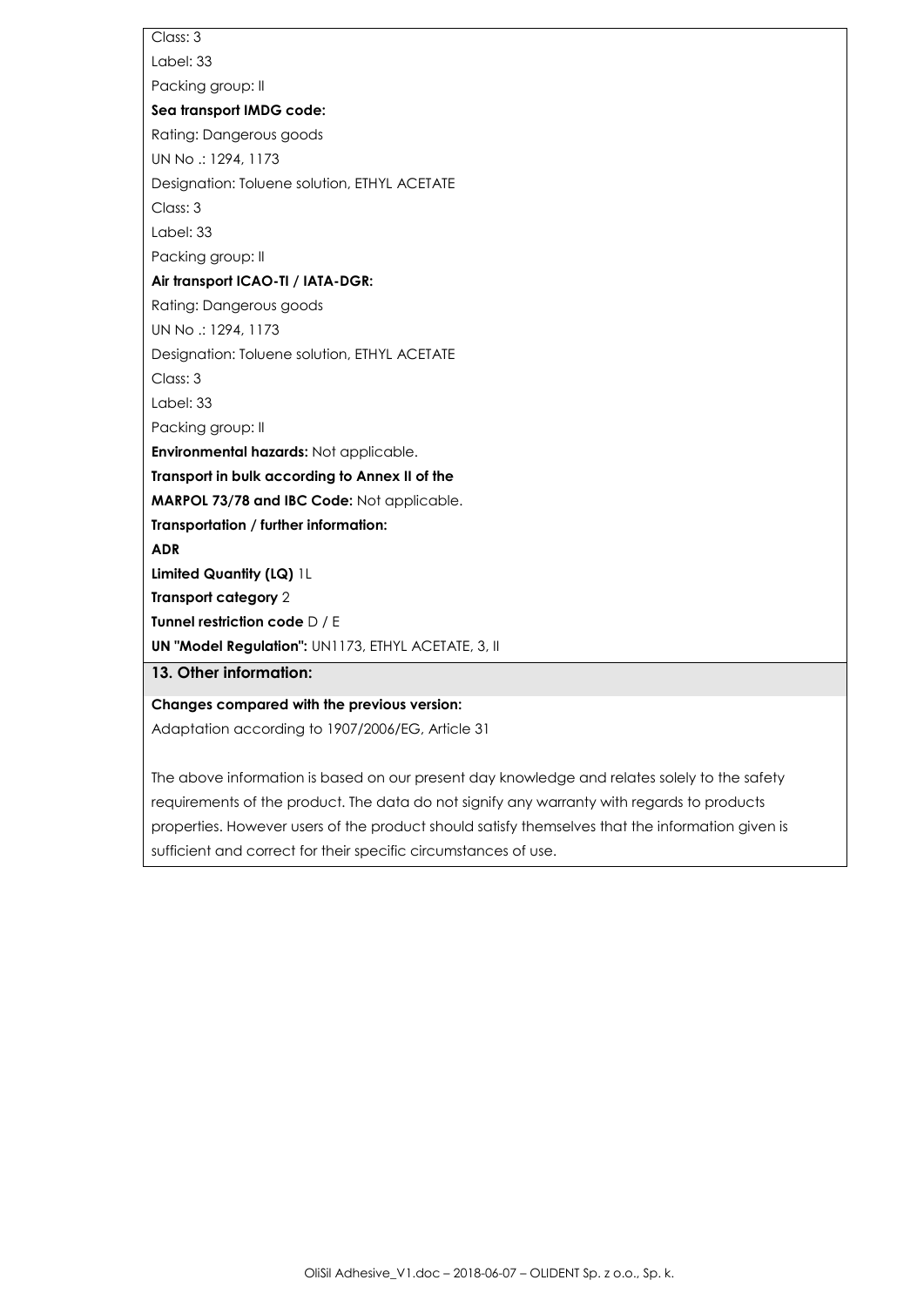Class: 3

Label: 33

Packing group: II

**Sea transport IMDG code:**

Rating: Dangerous goods

UN No .: 1294, 1173

Designation: Toluene solution, ETHYL ACETATE

Class: 3

Label: 33

Packing group: II

**Air transport ICAO-TI / IATA-DGR:**

Rating: Dangerous goods

UN No .: 1294, 1173

Designation: Toluene solution, ETHYL ACETATE

Class: 3

Label: 33

Packing group: II

**Environmental hazards:** Not applicable.

**Transport in bulk according to Annex II of the**

**MARPOL 73/78 and IBC Code:** Not applicable.

**Transportation / further information:**

**ADR**

**Limited Quantity (LQ)** 1L

**Transport category** 2

**Tunnel restriction code** D / E

**UN "Model Regulation":** UN1173, ETHYL ACETATE, 3, II

## 13. Other information:

**Changes compared with the previous version:**

Adaptation according to 1907/2006/EG, Article 31

The above information is based on our present day knowledge and relates solely to the safety requirements of the product. The data do not signify any warranty with regards to products properties. However users of the product should satisfy themselves that the information given is sufficient and correct for their specific circumstances of use.